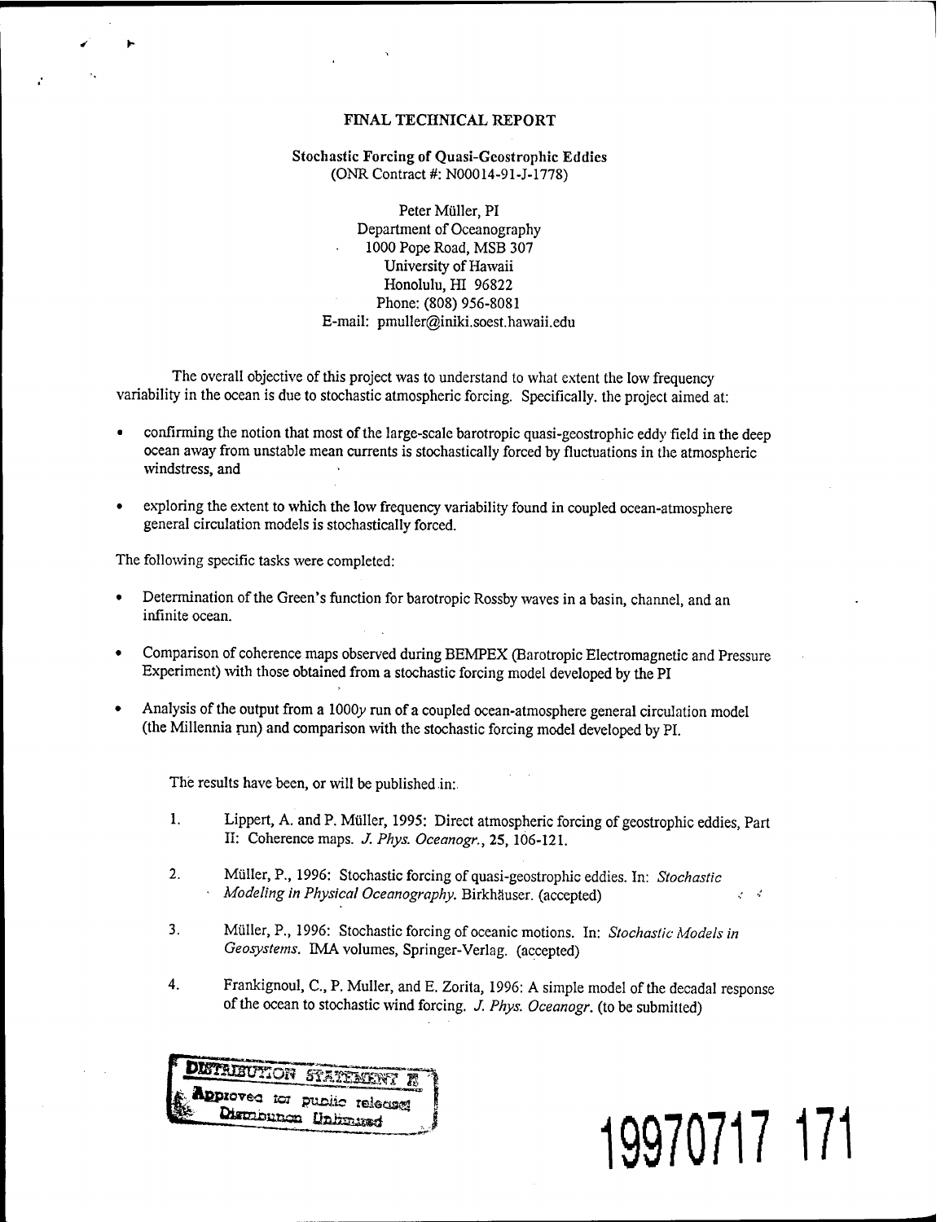# FINAL TECHNICAL REPORT

## Stochastic Forcing of Quasi-Geostrophic Eddies

(ONR Contract #: N00014-91-J-1778)

Peter Müller, PI
Department of Oceanography
1000 Pope Road, MSB 307
University of Hawaii
Honolulu, HI 96822
Phone: (808) 956-8081
E-mail: pmuller@iniki.soest.hawaii.edu

The overall objective of this project was to understand to what extent the low frequency variability in the ocean is due to stochastic atmospheric forcing. Specifically, the project aimed at:

- confirming the notion that most of the large-scale barotropic quasi-geostrophic eddy field in the deep ocean away from unstable mean currents is stochastically forced by fluctuations in the atmospheric windstress, and
- exploring the extent to which the low frequency variability found in coupled ocean-atmosphere general circulation models is stochastically forced.

The following specific tasks were completed:

- Determination of the Green's function for barotropic Rossby waves in a basin, channel, and an infinite ocean.
- Comparison of coherence maps observed during BEMPEX (Barotropic Electromagnetic and Pressure Experiment) with those obtained from a stochastic forcing model developed by the PI
- Analysis of the output from a 1000*y* run of a coupled ocean-atmosphere general circulation model (the Millennia run) and comparison with the stochastic forcing model developed by PI.

The results have been, or will be published in:

1. Lippert, A. and P. Müller, 1995: Direct atmospheric forcing of geostrophic eddies, Part II: Coherence maps. *J. Phys. Oceanogr.*, **25**, 106-121.
2. Müller, P., 1996: Stochastic forcing of quasi-geostrophic eddies. In: *Stochastic Modeling in Physical Oceanography*. Birkhäuser. (accepted)
3. Müller, P., 1996: Stochastic forcing of oceanic motions. In: *Stochastic Models in Geosystems*. IMA volumes, Springer-Verlag. (accepted)
4. Frankignoul, C., P. Muller, and E. Zorita, 1996: A simple model of the decadal response of the ocean to stochastic wind forcing. *J. Phys. Oceanogr.* (to be submitted)

DISTRIBUTION STATEMENT A
Approved for public release;
Distribution Unlimited

19970717 171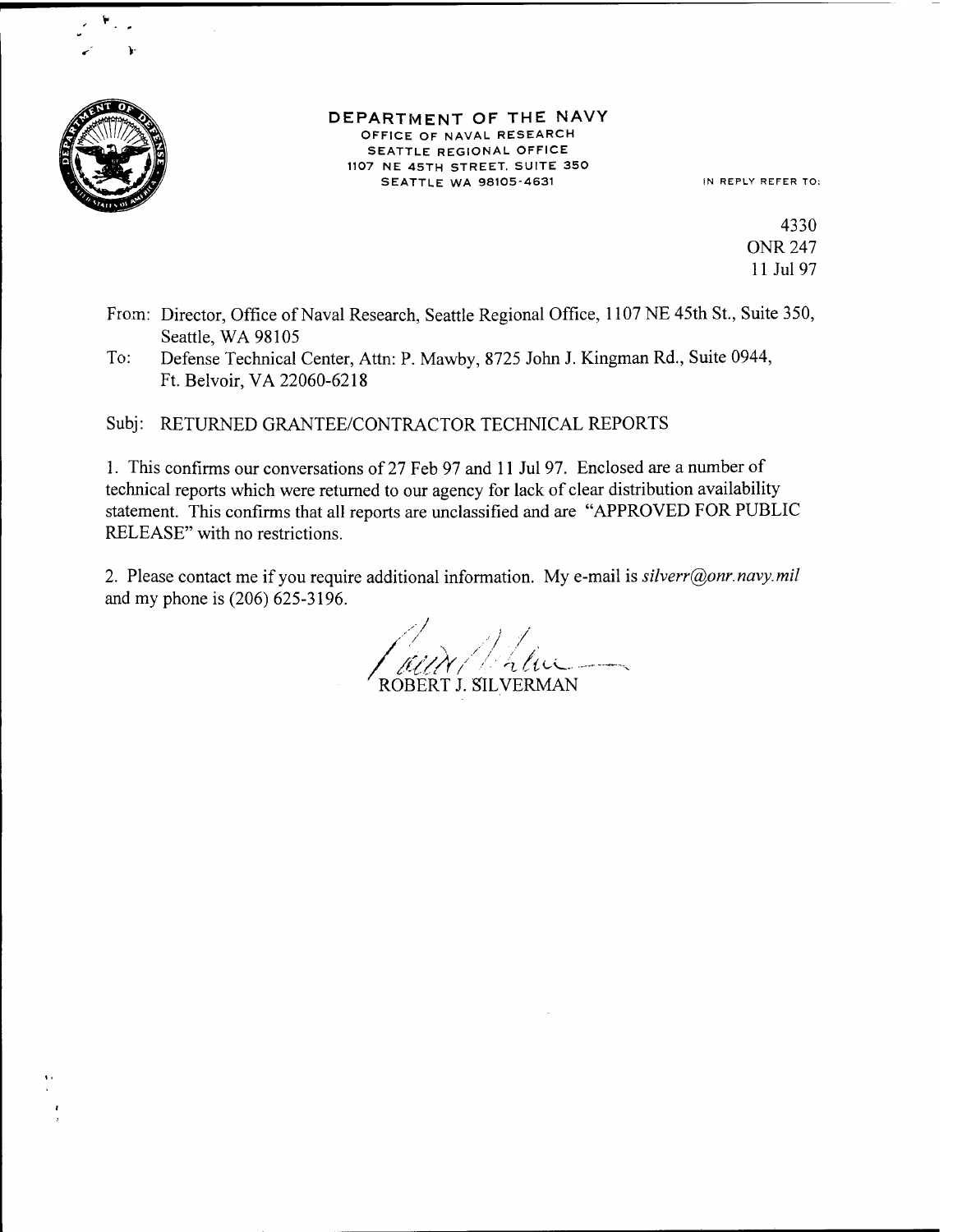**DEPARTMENT OF THE NAVY**
OFFICE OF NAVAL RESEARCH
SEATTLE REGIONAL OFFICE
1107 NE 45TH STREET, SUITE 350
SEATTLE WA 98105-4631

IN REPLY REFER TO:

4330
ONR 247
11 Jul 97

From: Director, Office of Naval Research, Seattle Regional Office, 1107 NE 45th St., Suite 350, Seattle, WA 98105

To: Defense Technical Center, Attn: P. Mawby, 8725 John J. Kingman Rd., Suite 0944, Ft. Belvoir, VA 22060-6218

Subj: RETURNED GRANTEE/CONTRACTOR TECHNICAL REPORTS

1. This confirms our conversations of 27 Feb 97 and 11 Jul 97. Enclosed are a number of technical reports which were returned to our agency for lack of clear distribution availability statement. This confirms that all reports are unclassified and are "APPROVED FOR PUBLIC RELEASE" with no restrictions.

2. Please contact me if you require additional information. My e-mail is *silverr@onr.navy.mil* and my phone is (206) 625-3196.

ROBERT J. SILVERMAN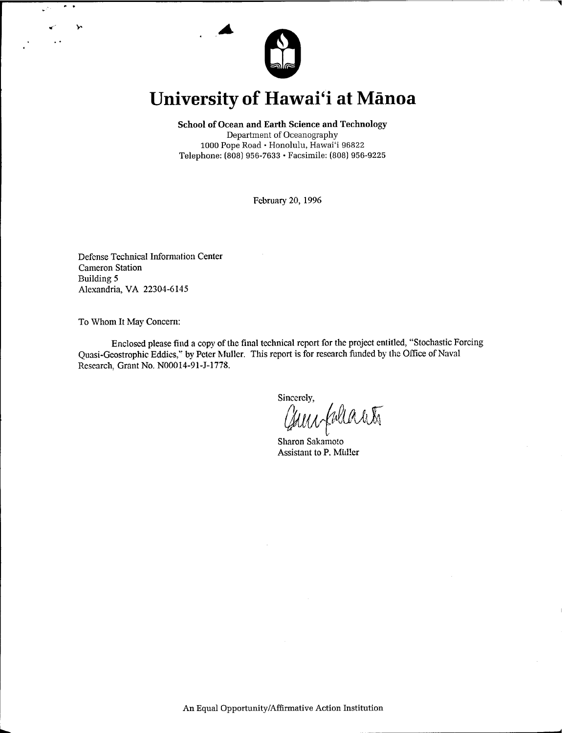# University of Hawai'i at Mānoa

**School of Ocean and Earth Science and Technology**
Department of Oceanography
1000 Pope Road • Honolulu, Hawai'i 96822
Telephone: (808) 956-7633 • Facsimile: (808) 956-9225

February 20, 1996

Defense Technical Information Center
Cameron Station
Building 5
Alexandria, VA 22304-6145

To Whom It May Concern:

Enclosed please find a copy of the final technical report for the project entitled, "Stochastic Forcing Quasi-Geostrophic Eddies," by Peter Muller. This report is for research funded by the Office of Naval Research, Grant No. N00014-91-J-1778.

Sincerely,

Sharon Sakamoto
Assistant to P. Müller

An Equal Opportunity/Affirmative Action Institution